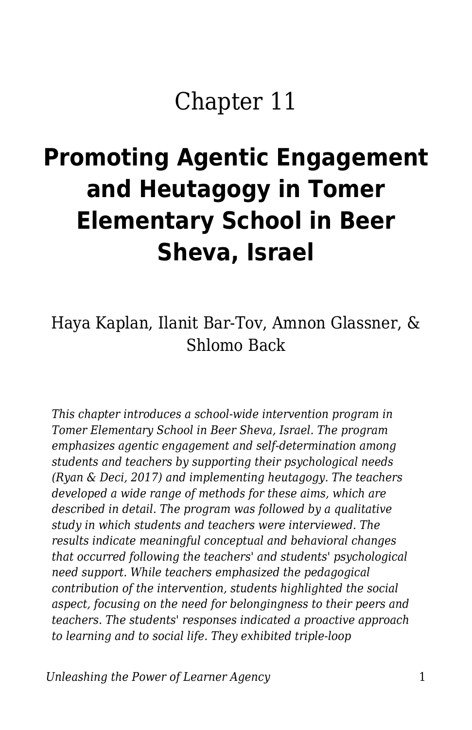# Chapter 11

## Promoting Agentic Engagement and Heutagogy in Tomer Elementary School in Beer Sheva, Israel

Haya Kaplan, Ilanit Bar-Tov, Amnon Glassner, & Shlomo Back

*This chapter introduces a school-wide intervention program in Tomer Elementary School in Beer Sheva, Israel. The program emphasizes agentic engagement and self-determination among students and teachers by supporting their psychological needs (Ryan & Deci, 2017) and implementing heutagogy. The teachers developed a wide range of methods for these aims, which are described in detail. The program was followed by a qualitative study in which students and teachers were interviewed. The results indicate meaningful conceptual and behavioral changes that occurred following the teachers' and students' psychological need support. While teachers emphasized the pedagogical contribution of the intervention, students highlighted the social aspect, focusing on the need for belongingness to their peers and teachers. The students' responses indicated a proactive approach to learning and to social life. They exhibited triple-loop*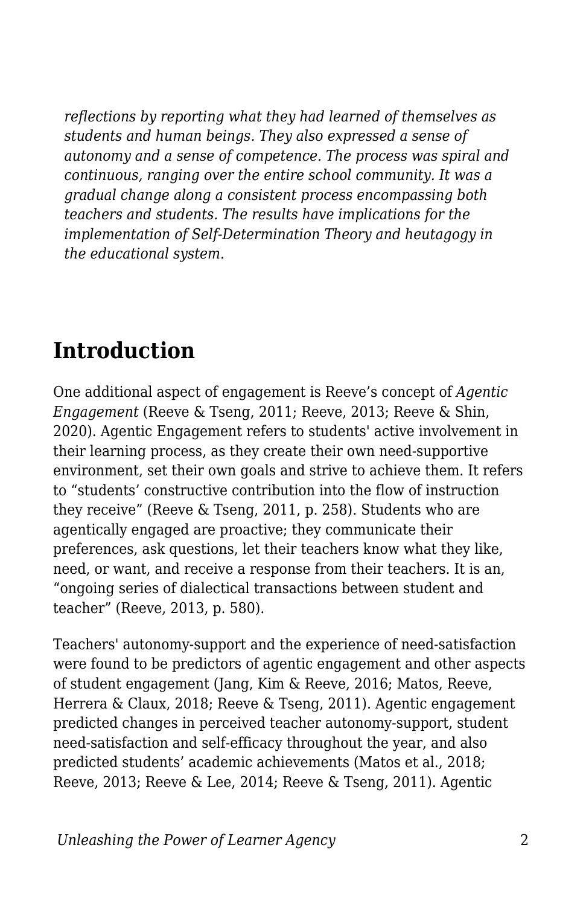*reflections by reporting what they had learned of themselves as students and human beings. They also expressed a sense of autonomy and a sense of competence. The process was spiral and continuous, ranging over the entire school community. It was a gradual change along a consistent process encompassing both teachers and students. The results have implications for the implementation of Self-Determination Theory and heutagogy in the educational system.*

## Introduction

One additional aspect of engagement is Reeve's concept of *Agentic Engagement* (Reeve & Tseng, 2011; Reeve, 2013; Reeve & Shin, 2020). Agentic Engagement refers to students' active involvement in their learning process, as they create their own need-supportive environment, set their own goals and strive to achieve them. It refers to "students' constructive contribution into the flow of instruction they receive" (Reeve & Tseng, 2011, p. 258). Students who are agentically engaged are proactive; they communicate their preferences, ask questions, let their teachers know what they like, need, or want, and receive a response from their teachers. It is an, "ongoing series of dialectical transactions between student and teacher" (Reeve, 2013, p. 580).

Teachers' autonomy-support and the experience of need-satisfaction were found to be predictors of agentic engagement and other aspects of student engagement (Jang, Kim & Reeve, 2016; Matos, Reeve, Herrera & Claux, 2018; Reeve & Tseng, 2011). Agentic engagement predicted changes in perceived teacher autonomy-support, student need-satisfaction and self-efficacy throughout the year, and also predicted students' academic achievements (Matos et al., 2018; Reeve, 2013; Reeve & Lee, 2014; Reeve & Tseng, 2011). Agentic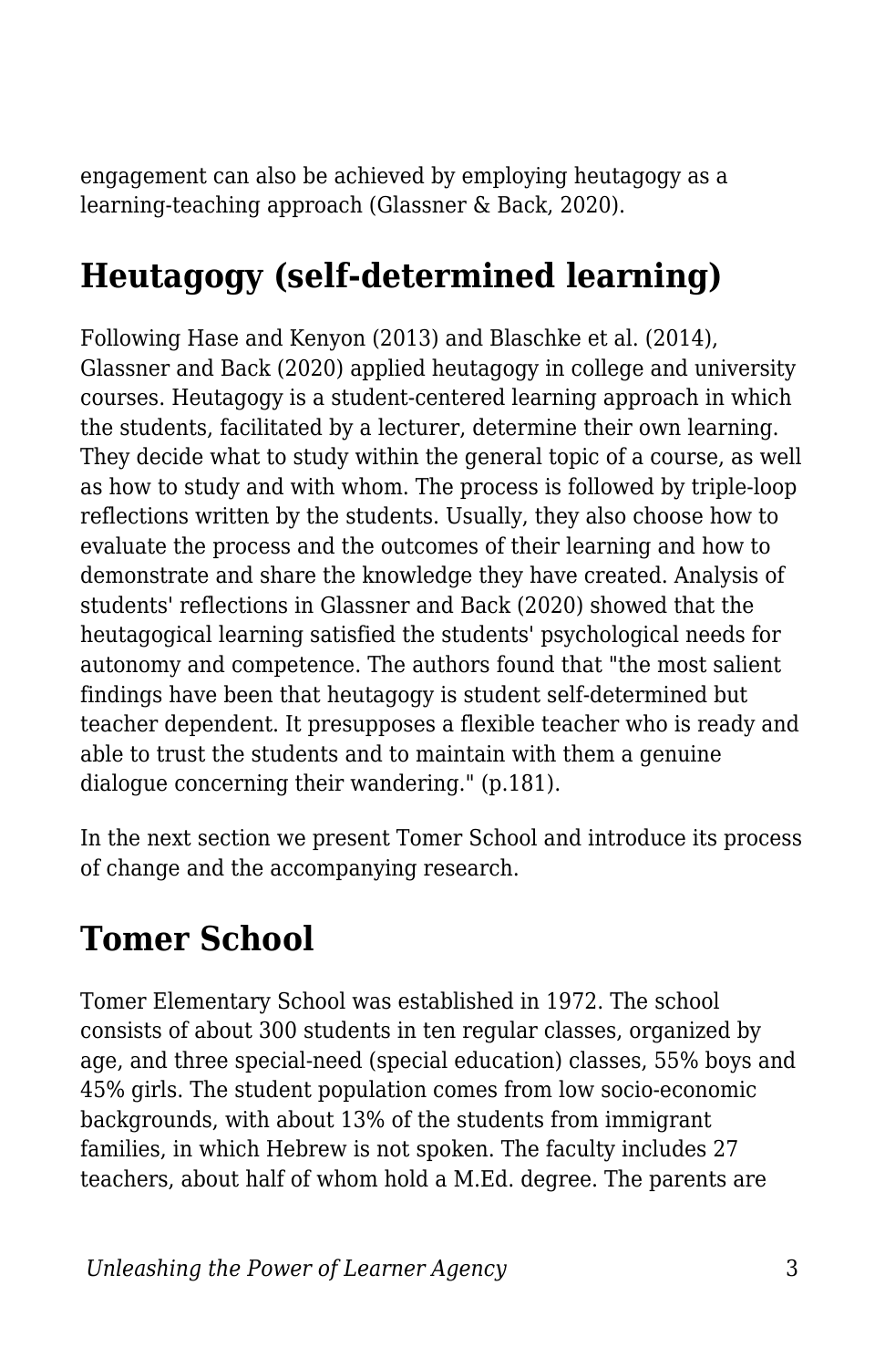engagement can also be achieved by employing heutagogy as a learning-teaching approach (Glassner & Back, 2020).

## Heutagogy (self-determined learning)

Following Hase and Kenyon (2013) and Blaschke et al. (2014), Glassner and Back (2020) applied heutagogy in college and university courses. Heutagogy is a student-centered learning approach in which the students, facilitated by a lecturer, determine their own learning. They decide what to study within the general topic of a course, as well as how to study and with whom. The process is followed by triple-loop reflections written by the students. Usually, they also choose how to evaluate the process and the outcomes of their learning and how to demonstrate and share the knowledge they have created. Analysis of students' reflections in Glassner and Back (2020) showed that the heutagogical learning satisfied the students' psychological needs for autonomy and competence. The authors found that "the most salient findings have been that heutagogy is student self-determined but teacher dependent. It presupposes a flexible teacher who is ready and able to trust the students and to maintain with them a genuine dialogue concerning their wandering." (p.181).

In the next section we present Tomer School and introduce its process of change and the accompanying research.

## Tomer School

Tomer Elementary School was established in 1972. The school consists of about 300 students in ten regular classes, organized by age, and three special-need (special education) classes, 55% boys and 45% girls. The student population comes from low socio-economic backgrounds, with about 13% of the students from immigrant families, in which Hebrew is not spoken. The faculty includes 27 teachers, about half of whom hold a M.Ed. degree. The parents are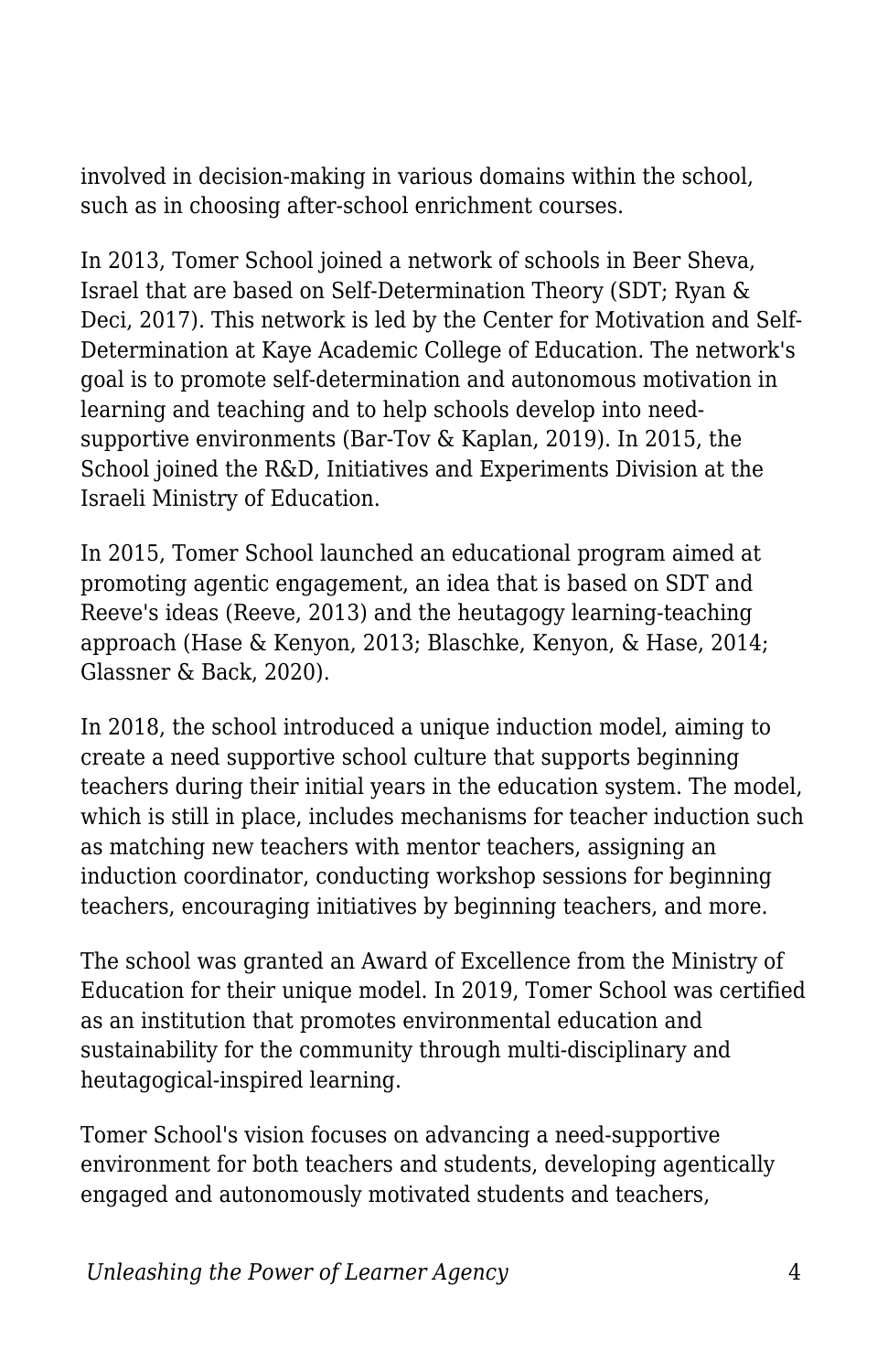involved in decision-making in various domains within the school, such as in choosing after-school enrichment courses.

In 2013, Tomer School joined a network of schools in Beer Sheva, Israel that are based on Self-Determination Theory (SDT; Ryan & Deci, 2017). This network is led by the Center for Motivation and Self-Determination at Kaye Academic College of Education. The network's goal is to promote self-determination and autonomous motivation in learning and teaching and to help schools develop into need-supportive environments (Bar-Tov & Kaplan, 2019). In 2015, the School joined the R&D, Initiatives and Experiments Division at the Israeli Ministry of Education.

In 2015, Tomer School launched an educational program aimed at promoting agentic engagement, an idea that is based on SDT and Reeve's ideas (Reeve, 2013) and the heutagogy learning-teaching approach (Hase & Kenyon, 2013; Blaschke, Kenyon, & Hase, 2014; Glassner & Back, 2020).

In 2018, the school introduced a unique induction model, aiming to create a need supportive school culture that supports beginning teachers during their initial years in the education system. The model, which is still in place, includes mechanisms for teacher induction such as matching new teachers with mentor teachers, assigning an induction coordinator, conducting workshop sessions for beginning teachers, encouraging initiatives by beginning teachers, and more.

The school was granted an Award of Excellence from the Ministry of Education for their unique model. In 2019, Tomer School was certified as an institution that promotes environmental education and sustainability for the community through multi-disciplinary and heutagogical-inspired learning.

Tomer School's vision focuses on advancing a need-supportive environment for both teachers and students, developing agentically engaged and autonomously motivated students and teachers,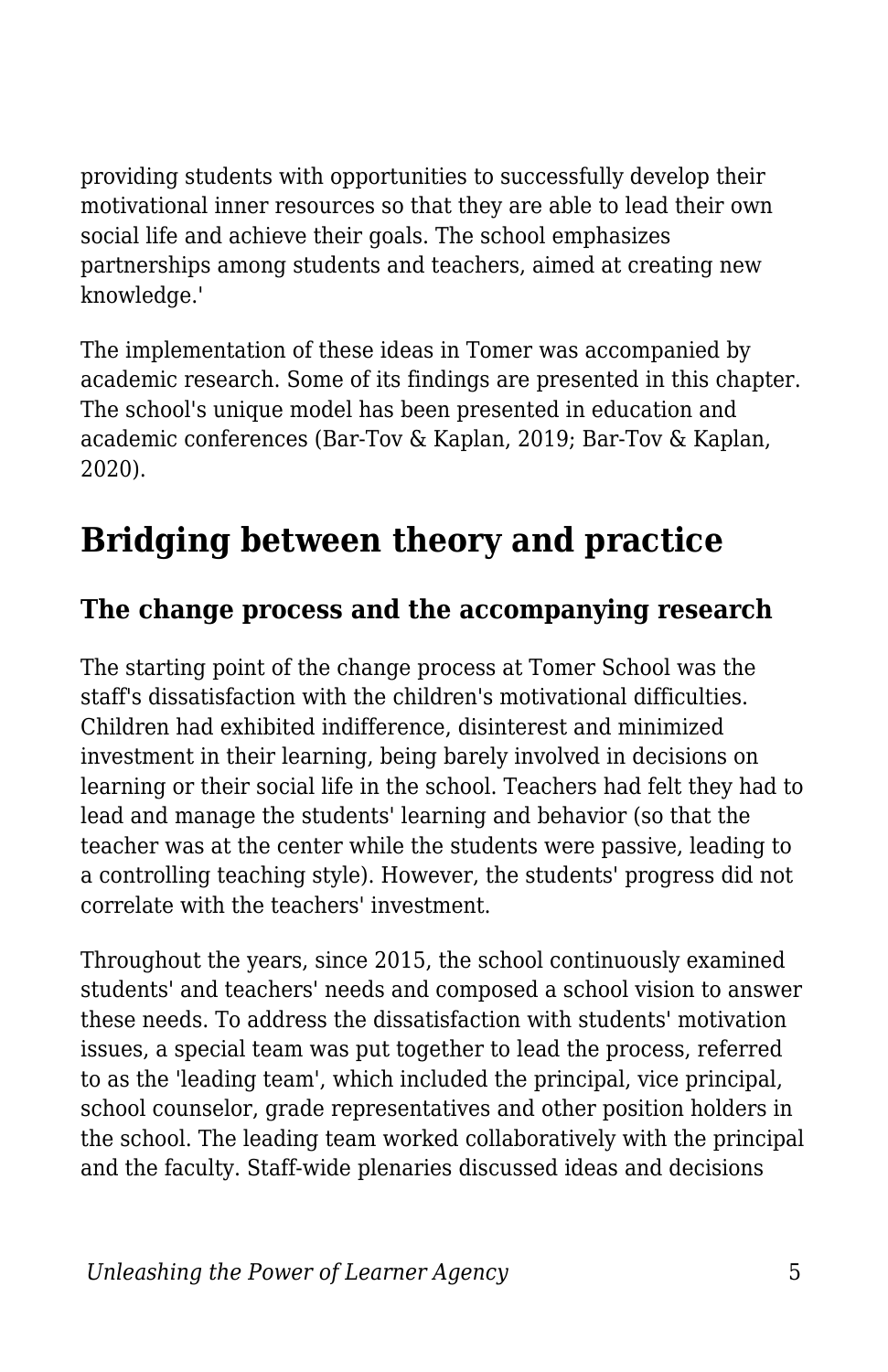providing students with opportunities to successfully develop their motivational inner resources so that they are able to lead their own social life and achieve their goals. The school emphasizes partnerships among students and teachers, aimed at creating new knowledge.'

The implementation of these ideas in Tomer was accompanied by academic research. Some of its findings are presented in this chapter. The school's unique model has been presented in education and academic conferences (Bar-Tov & Kaplan, 2019; Bar-Tov & Kaplan, 2020).

## Bridging between theory and practice

### The change process and the accompanying research

The starting point of the change process at Tomer School was the staff's dissatisfaction with the children's motivational difficulties. Children had exhibited indifference, disinterest and minimized investment in their learning, being barely involved in decisions on learning or their social life in the school. Teachers had felt they had to lead and manage the students' learning and behavior (so that the teacher was at the center while the students were passive, leading to a controlling teaching style). However, the students' progress did not correlate with the teachers' investment.

Throughout the years, since 2015, the school continuously examined students' and teachers' needs and composed a school vision to answer these needs. To address the dissatisfaction with students' motivation issues, a special team was put together to lead the process, referred to as the 'leading team', which included the principal, vice principal, school counselor, grade representatives and other position holders in the school. The leading team worked collaboratively with the principal and the faculty. Staff-wide plenaries discussed ideas and decisions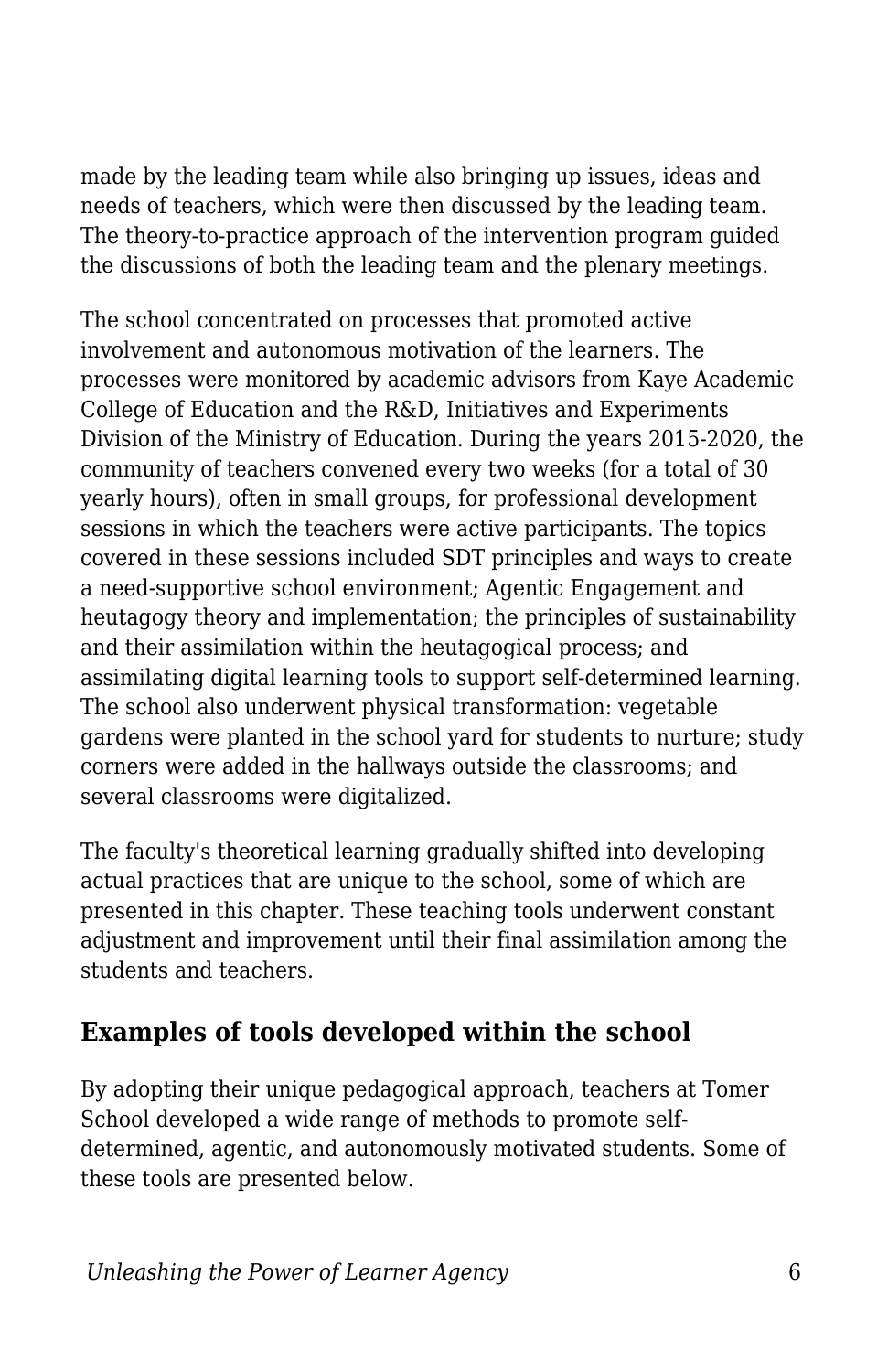made by the leading team while also bringing up issues, ideas and needs of teachers, which were then discussed by the leading team. The theory-to-practice approach of the intervention program guided the discussions of both the leading team and the plenary meetings.

The school concentrated on processes that promoted active involvement and autonomous motivation of the learners. The processes were monitored by academic advisors from Kaye Academic College of Education and the R&D, Initiatives and Experiments Division of the Ministry of Education. During the years 2015-2020, the community of teachers convened every two weeks (for a total of 30 yearly hours), often in small groups, for professional development sessions in which the teachers were active participants. The topics covered in these sessions included SDT principles and ways to create a need-supportive school environment; Agentic Engagement and heutagogy theory and implementation; the principles of sustainability and their assimilation within the heutagogical process; and assimilating digital learning tools to support self-determined learning. The school also underwent physical transformation: vegetable gardens were planted in the school yard for students to nurture; study corners were added in the hallways outside the classrooms; and several classrooms were digitalized.

The faculty's theoretical learning gradually shifted into developing actual practices that are unique to the school, some of which are presented in this chapter. These teaching tools underwent constant adjustment and improvement until their final assimilation among the students and teachers.

## Examples of tools developed within the school

By adopting their unique pedagogical approach, teachers at Tomer School developed a wide range of methods to promote self-determined, agentic, and autonomously motivated students. Some of these tools are presented below.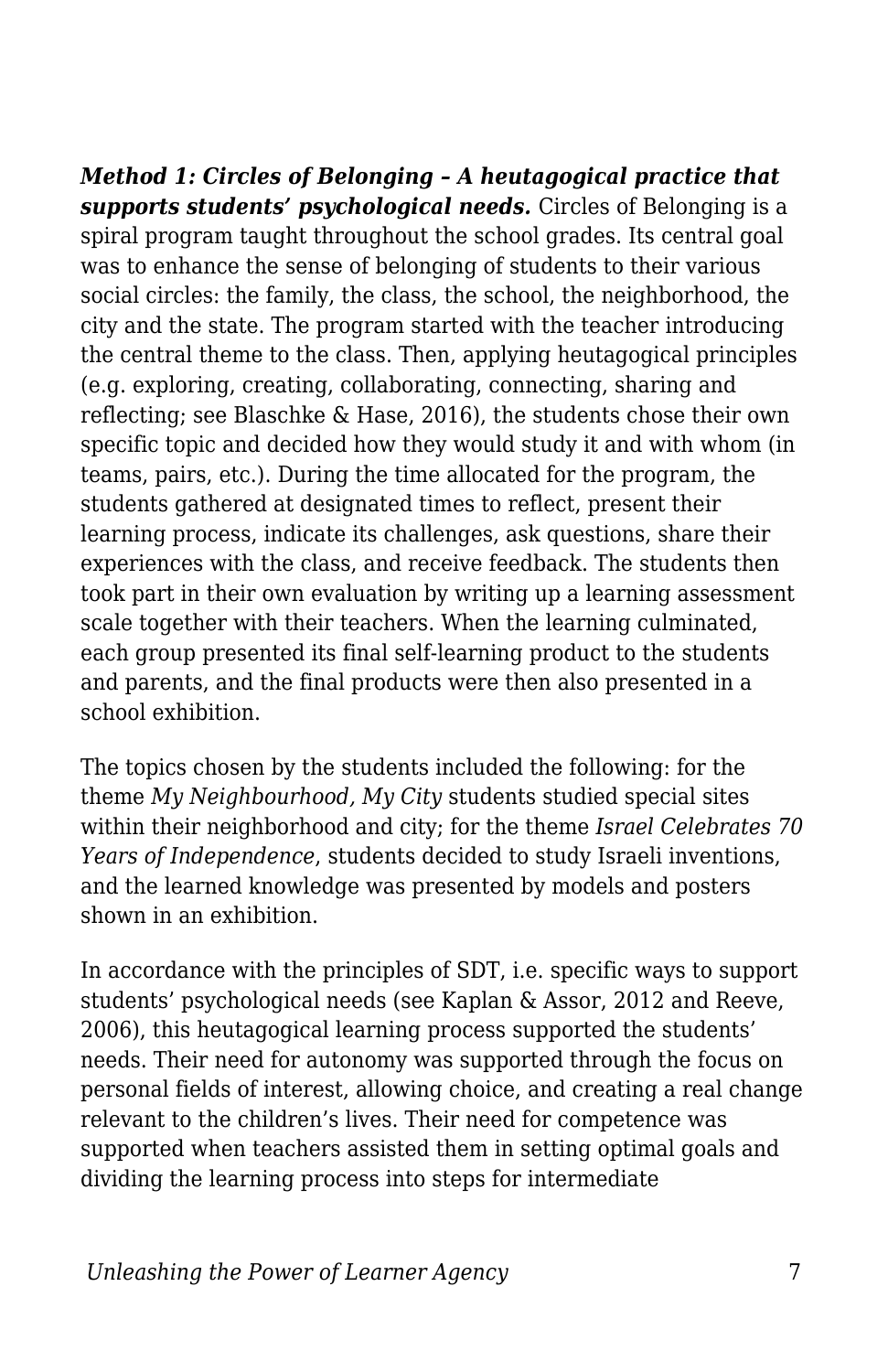***Method 1: Circles of Belonging – A heutagogical practice that supports students' psychological needs.*** Circles of Belonging is a spiral program taught throughout the school grades. Its central goal was to enhance the sense of belonging of students to their various social circles: the family, the class, the school, the neighborhood, the city and the state. The program started with the teacher introducing the central theme to the class. Then, applying heutagogical principles (e.g. exploring, creating, collaborating, connecting, sharing and reflecting; see Blaschke & Hase, 2016), the students chose their own specific topic and decided how they would study it and with whom (in teams, pairs, etc.). During the time allocated for the program, the students gathered at designated times to reflect, present their learning process, indicate its challenges, ask questions, share their experiences with the class, and receive feedback. The students then took part in their own evaluation by writing up a learning assessment scale together with their teachers. When the learning culminated, each group presented its final self-learning product to the students and parents, and the final products were then also presented in a school exhibition.

The topics chosen by the students included the following: for the theme *My Neighbourhood, My City* students studied special sites within their neighborhood and city; for the theme *Israel Celebrates 70 Years of Independence*, students decided to study Israeli inventions, and the learned knowledge was presented by models and posters shown in an exhibition.

In accordance with the principles of SDT, i.e. specific ways to support students' psychological needs (see Kaplan & Assor, 2012 and Reeve, 2006), this heutagogical learning process supported the students' needs. Their need for autonomy was supported through the focus on personal fields of interest, allowing choice, and creating a real change relevant to the children's lives. Their need for competence was supported when teachers assisted them in setting optimal goals and dividing the learning process into steps for intermediate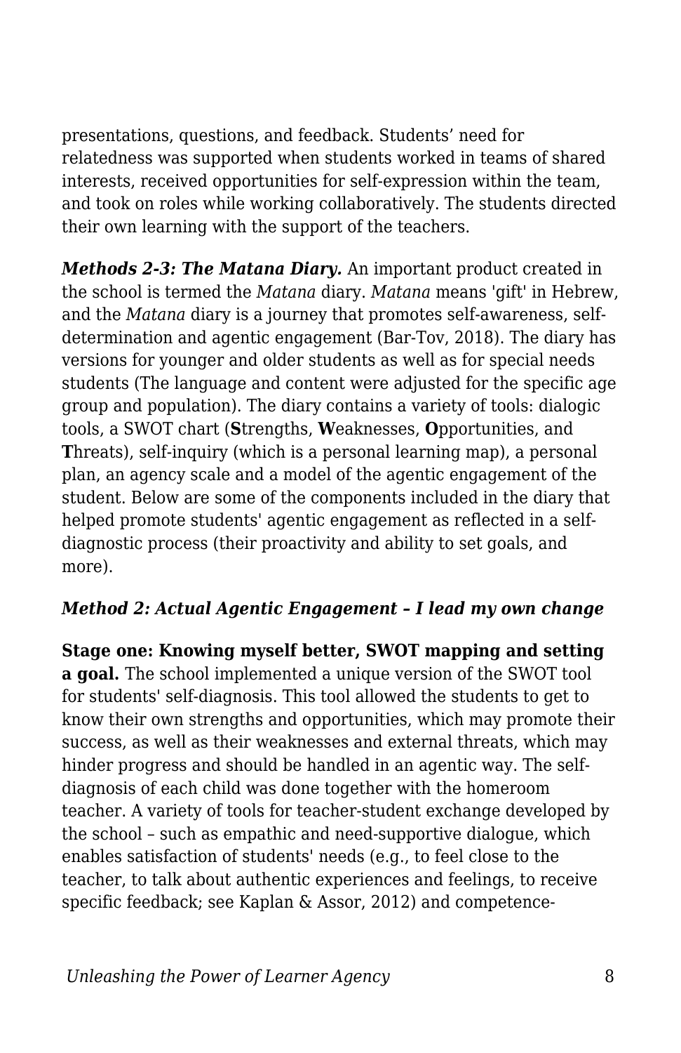presentations, questions, and feedback. Students' need for relatedness was supported when students worked in teams of shared interests, received opportunities for self-expression within the team, and took on roles while working collaboratively. The students directed their own learning with the support of the teachers.

***Methods 2-3: The Matana Diary.*** An important product created in the school is termed the *Matana* diary. *Matana* means 'gift' in Hebrew, and the *Matana* diary is a journey that promotes self-awareness, self-determination and agentic engagement (Bar-Tov, 2018). The diary has versions for younger and older students as well as for special needs students (The language and content were adjusted for the specific age group and population). The diary contains a variety of tools: dialogic tools, a SWOT chart (**S**trengths, **W**eaknesses, **O**pportunities, and **T**hreats), self-inquiry (which is a personal learning map), a personal plan, an agency scale and a model of the agentic engagement of the student. Below are some of the components included in the diary that helped promote students' agentic engagement as reflected in a self-diagnostic process (their proactivity and ability to set goals, and more).

***Method 2: Actual Agentic Engagement – I lead my own change***

**Stage one: Knowing myself better, SWOT mapping and setting a goal.** The school implemented a unique version of the SWOT tool for students' self-diagnosis. This tool allowed the students to get to know their own strengths and opportunities, which may promote their success, as well as their weaknesses and external threats, which may hinder progress and should be handled in an agentic way. The self-diagnosis of each child was done together with the homeroom teacher. A variety of tools for teacher-student exchange developed by the school – such as empathic and need-supportive dialogue, which enables satisfaction of students' needs (e.g., to feel close to the teacher, to talk about authentic experiences and feelings, to receive specific feedback; see Kaplan & Assor, 2012) and competence-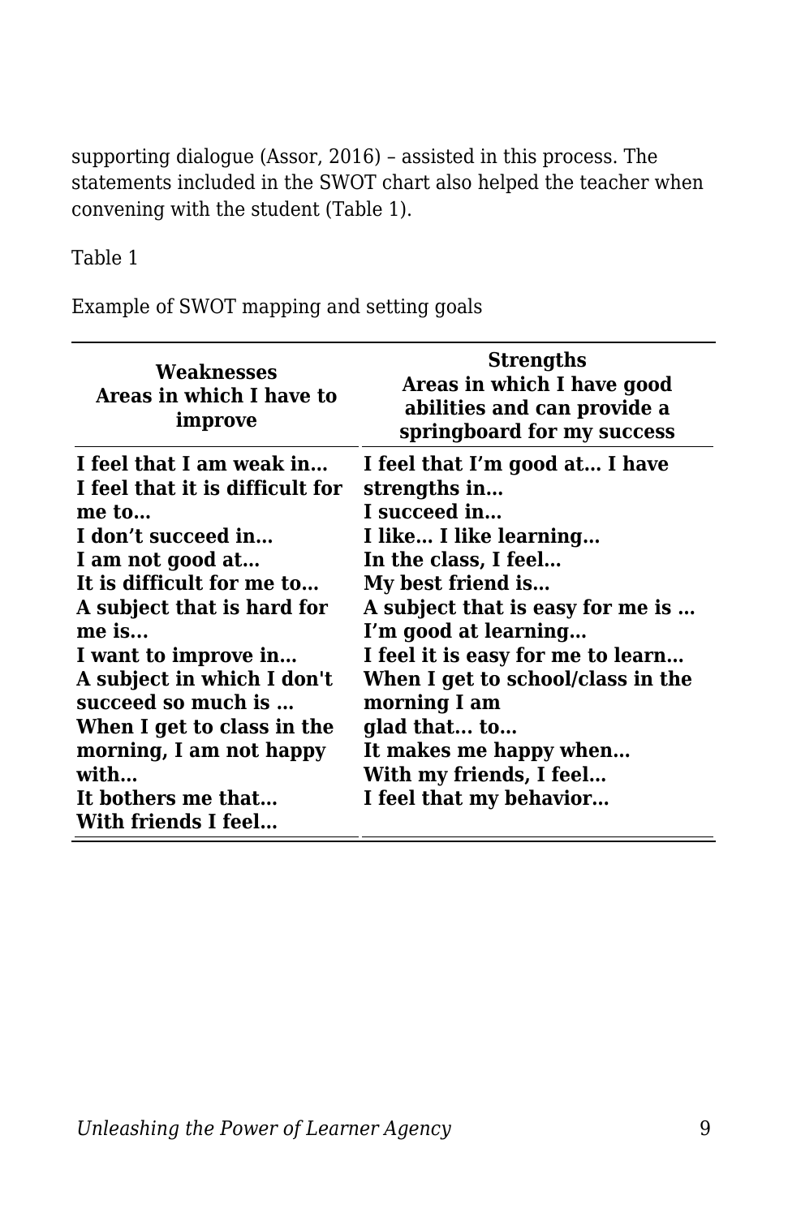supporting dialogue (Assor, 2016) – assisted in this process. The statements included in the SWOT chart also helped the teacher when convening with the student (Table 1).

Table 1

Example of SWOT mapping and setting goals

| **Weaknesses**<br>**Areas in which I have to improve** | **Strengths**<br>**Areas in which I have good abilities and can provide a springboard for my success** |
|---|---|
| **I feel that I am weak in…**<br>**I feel that it is difficult for me to…**<br>**I don't succeed in…**<br>**I am not good at…**<br>**It is difficult for me to…**<br>**A subject that is hard for me is...**<br>**I want to improve in…**<br>**A subject in which I don't succeed so much is …**<br>**When I get to class in the morning, I am not happy with…**<br>**It bothers me that…**<br>**With friends I feel…** | **I feel that I'm good at… I have strengths in…**<br>**I succeed in…**<br>**I like… I like learning…**<br>**In the class, I feel…**<br>**My best friend is…**<br>**A subject that is easy for me is …**<br>**I'm good at learning…**<br>**I feel it is easy for me to learn…**<br>**When I get to school/class in the morning I am glad that… to…**<br>**It makes me happy when…**<br>**With my friends, I feel…**<br>**I feel that my behavior…** |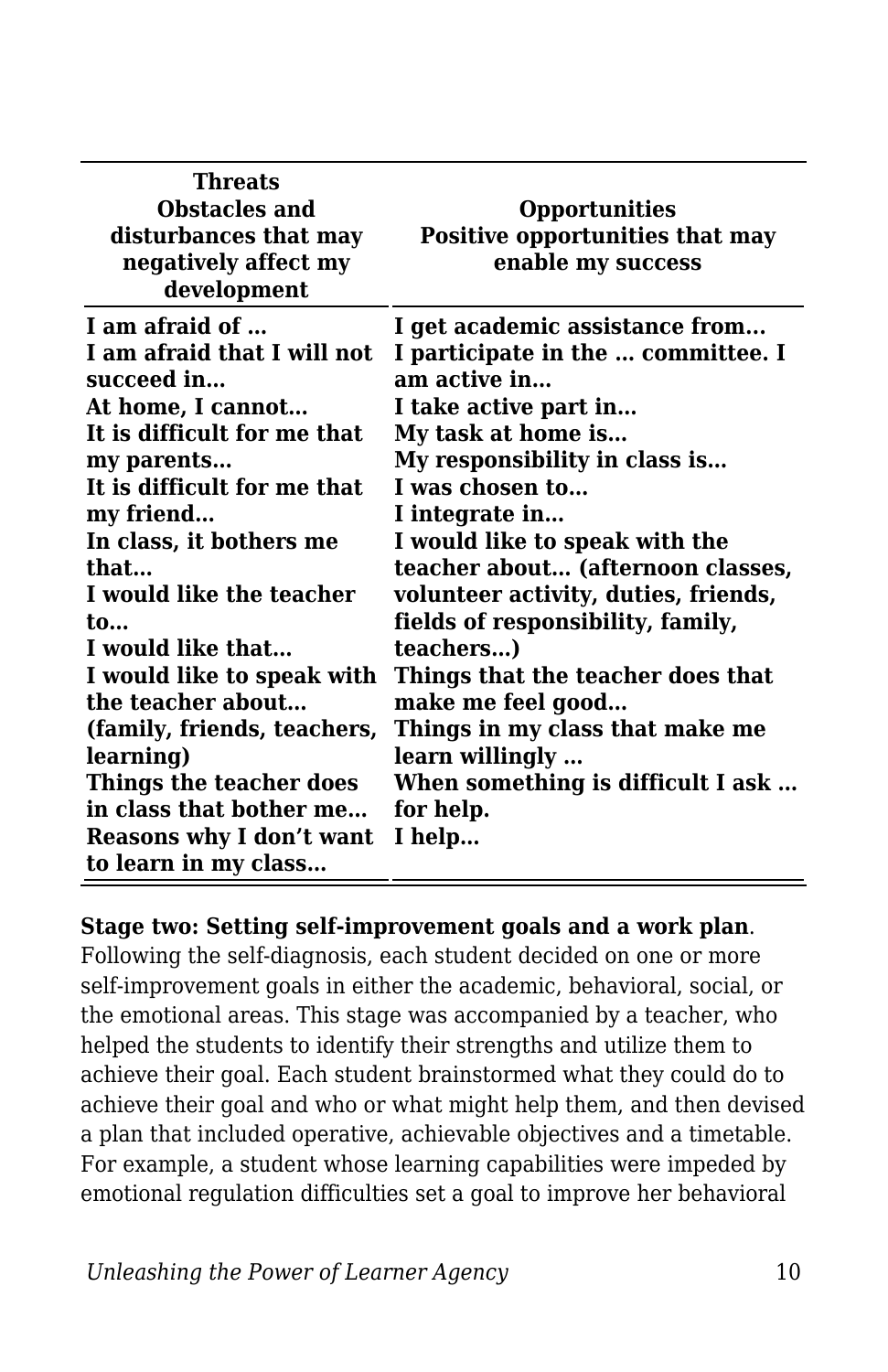| Threats<br>Obstacles and disturbances that may negatively affect my development | Opportunities<br>Positive opportunities that may enable my success |
|---|---|
| I am afraid of …<br>I am afraid that I will not succeed in…<br>At home, I cannot…<br>It is difficult for me that my parents…<br>It is difficult for me that my friend…<br>In class, it bothers me that…<br>I would like the teacher to…<br>I would like that…<br>I would like to speak with the teacher about… (family, friends, teachers, learning)<br>Things the teacher does in class that bother me…<br>Reasons why I don't want to learn in my class… | I get academic assistance from…<br>I participate in the … committee. I am active in…<br>I take active part in…<br>My task at home is…<br>My responsibility in class is…<br>I was chosen to…<br>I integrate in…<br>I would like to speak with the teacher about… (afternoon classes, volunteer activity, duties, friends, fields of responsibility, family, teachers…)<br>Things that the teacher does that make me feel good…<br>Things in my class that make me learn willingly …<br>When something is difficult I ask … for help.<br>I help… |

**Stage two: Setting self-improvement goals and a work plan**. Following the self-diagnosis, each student decided on one or more self-improvement goals in either the academic, behavioral, social, or the emotional areas. This stage was accompanied by a teacher, who helped the students to identify their strengths and utilize them to achieve their goal. Each student brainstormed what they could do to achieve their goal and who or what might help them, and then devised a plan that included operative, achievable objectives and a timetable. For example, a student whose learning capabilities were impeded by emotional regulation difficulties set a goal to improve her behavioral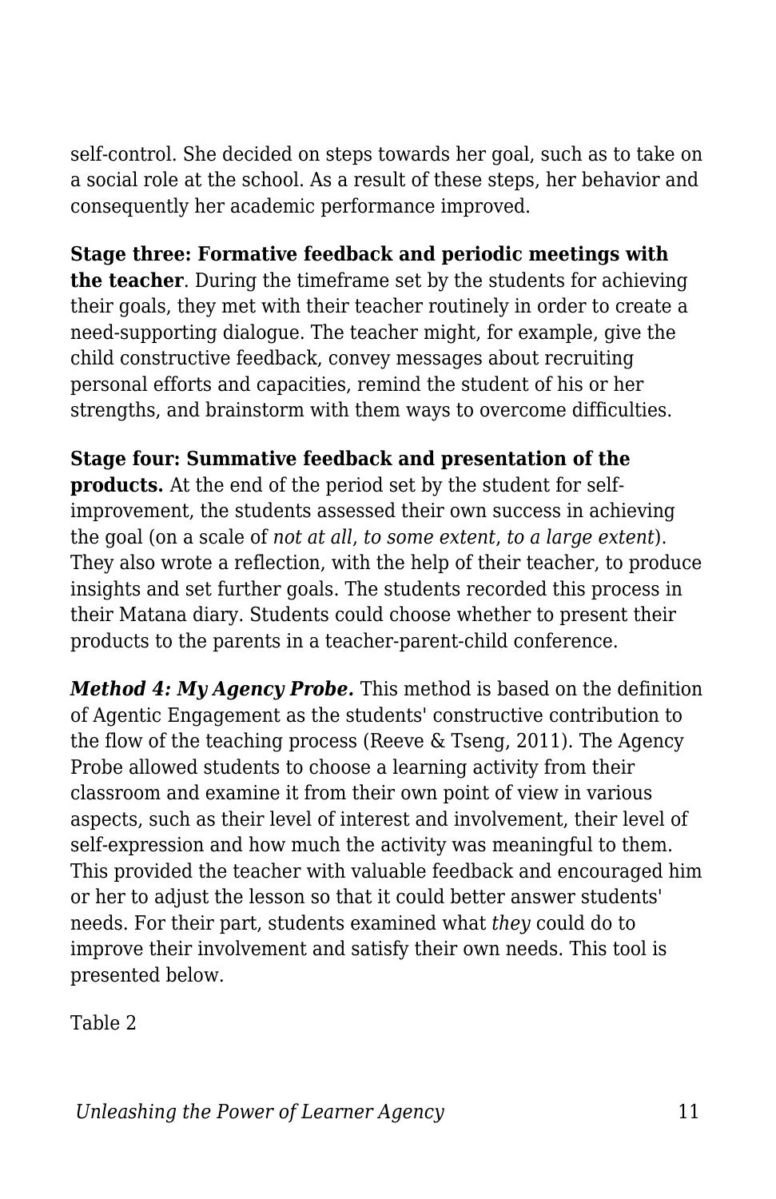self-control. She decided on steps towards her goal, such as to take on a social role at the school. As a result of these steps, her behavior and consequently her academic performance improved.

**Stage three: Formative feedback and periodic meetings with the teacher**. During the timeframe set by the students for achieving their goals, they met with their teacher routinely in order to create a need-supporting dialogue. The teacher might, for example, give the child constructive feedback, convey messages about recruiting personal efforts and capacities, remind the student of his or her strengths, and brainstorm with them ways to overcome difficulties.

**Stage four: Summative feedback and presentation of the products.** At the end of the period set by the student for self-improvement, the students assessed their own success in achieving the goal (on a scale of *not at all*, *to some extent*, *to a large extent*). They also wrote a reflection, with the help of their teacher, to produce insights and set further goals. The students recorded this process in their Matana diary. Students could choose whether to present their products to the parents in a teacher-parent-child conference.

***Method 4: My Agency Probe.*** This method is based on the definition of Agentic Engagement as the students' constructive contribution to the flow of the teaching process (Reeve & Tseng, 2011). The Agency Probe allowed students to choose a learning activity from their classroom and examine it from their own point of view in various aspects, such as their level of interest and involvement, their level of self-expression and how much the activity was meaningful to them. This provided the teacher with valuable feedback and encouraged him or her to adjust the lesson so that it could better answer students' needs. For their part, students examined what *they* could do to improve their involvement and satisfy their own needs. This tool is presented below.

Table 2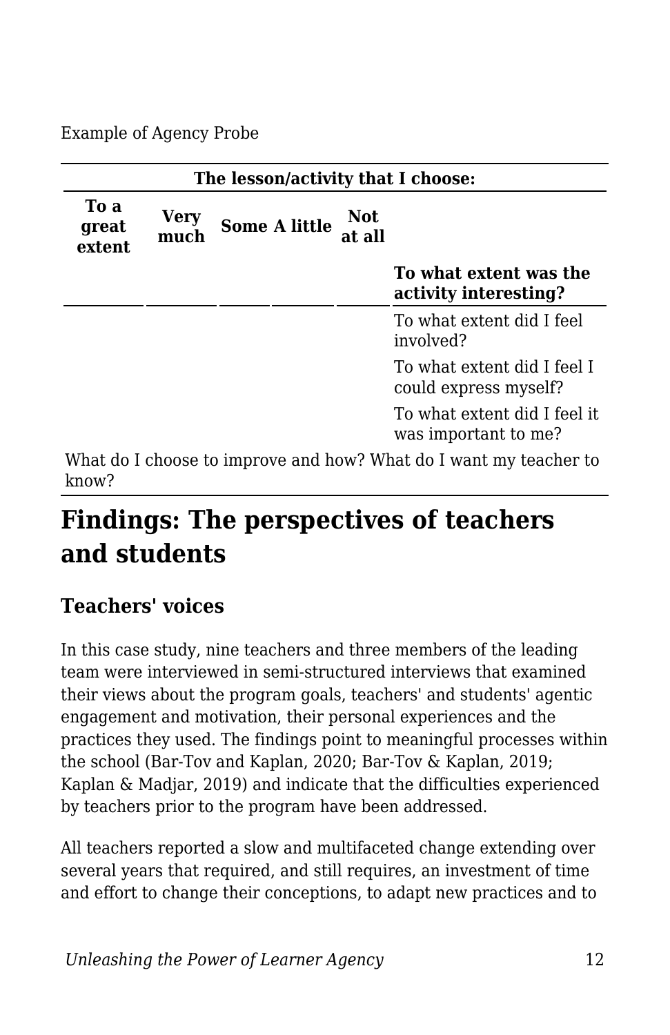Example of Agency Probe

| The lesson/activity that I choose: | | | | | |
|---|---|---|---|---|---|
| To a great extent | Very much | Some | A little | Not at all | |
| | | | | | **To what extent was the activity interesting?** |
| | | | | | To what extent did I feel involved? |
| | | | | | To what extent did I feel I could express myself? |
| | | | | | To what extent did I feel it was important to me? |
| What do I choose to improve and how? What do I want my teacher to know? | | | | | |

## Findings: The perspectives of teachers and students

### Teachers' voices

In this case study, nine teachers and three members of the leading team were interviewed in semi-structured interviews that examined their views about the program goals, teachers' and students' agentic engagement and motivation, their personal experiences and the practices they used. The findings point to meaningful processes within the school (Bar-Tov and Kaplan, 2020; Bar-Tov & Kaplan, 2019; Kaplan & Madjar, 2019) and indicate that the difficulties experienced by teachers prior to the program have been addressed.

All teachers reported a slow and multifaceted change extending over several years that required, and still requires, an investment of time and effort to change their conceptions, to adapt new practices and to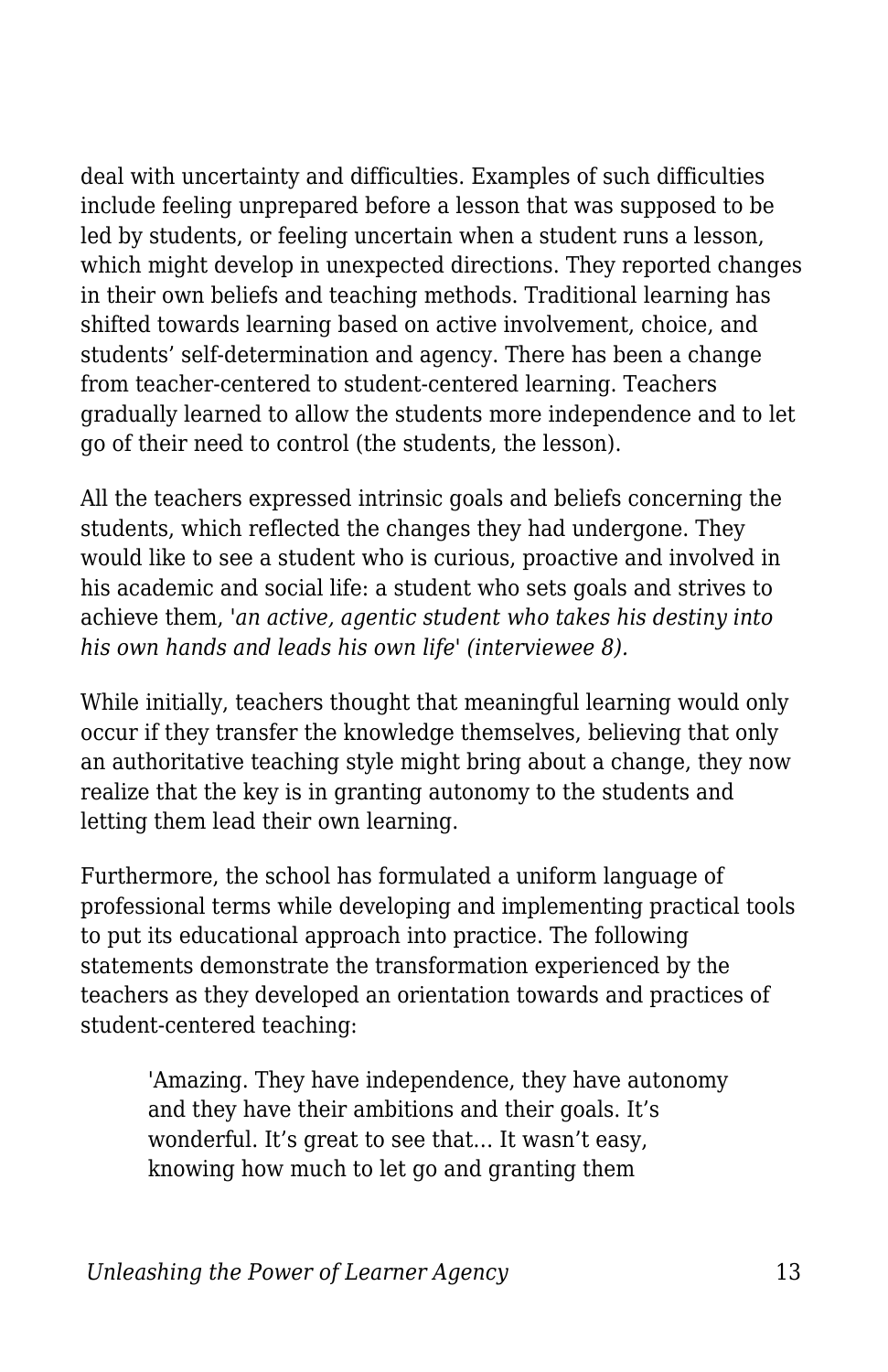deal with uncertainty and difficulties. Examples of such difficulties include feeling unprepared before a lesson that was supposed to be led by students, or feeling uncertain when a student runs a lesson, which might develop in unexpected directions. They reported changes in their own beliefs and teaching methods. Traditional learning has shifted towards learning based on active involvement, choice, and students' self-determination and agency. There has been a change from teacher-centered to student-centered learning. Teachers gradually learned to allow the students more independence and to let go of their need to control (the students, the lesson).

All the teachers expressed intrinsic goals and beliefs concerning the students, which reflected the changes they had undergone. They would like to see a student who is curious, proactive and involved in his academic and social life: a student who sets goals and strives to achieve them, *'an active, agentic student who takes his destiny into his own hands and leads his own life' (interviewee 8).*

While initially, teachers thought that meaningful learning would only occur if they transfer the knowledge themselves, believing that only an authoritative teaching style might bring about a change, they now realize that the key is in granting autonomy to the students and letting them lead their own learning.

Furthermore, the school has formulated a uniform language of professional terms while developing and implementing practical tools to put its educational approach into practice. The following statements demonstrate the transformation experienced by the teachers as they developed an orientation towards and practices of student-centered teaching:

> 'Amazing. They have independence, they have autonomy and they have their ambitions and their goals. It's wonderful. It's great to see that… It wasn't easy, knowing how much to let go and granting them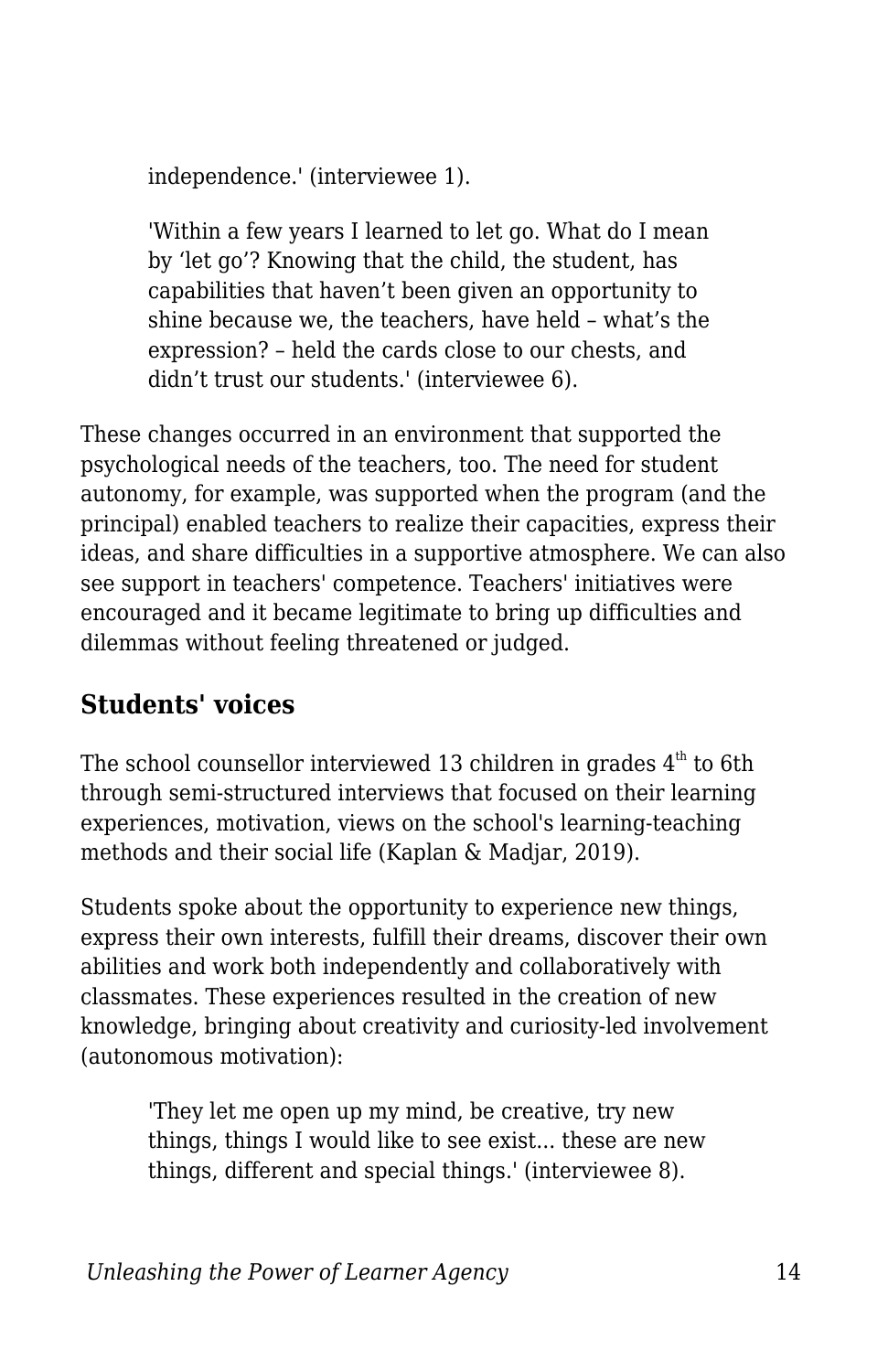> independence.' (interviewee 1).

> 'Within a few years I learned to let go. What do I mean by 'let go'? Knowing that the child, the student, has capabilities that haven't been given an opportunity to shine because we, the teachers, have held – what's the expression? – held the cards close to our chests, and didn't trust our students.' (interviewee 6).

These changes occurred in an environment that supported the psychological needs of the teachers, too. The need for student autonomy, for example, was supported when the program (and the principal) enabled teachers to realize their capacities, express their ideas, and share difficulties in a supportive atmosphere. We can also see support in teachers' competence. Teachers' initiatives were encouraged and it became legitimate to bring up difficulties and dilemmas without feeling threatened or judged.

### Students' voices

The school counsellor interviewed 13 children in grades 4th to 6th through semi-structured interviews that focused on their learning experiences, motivation, views on the school's learning-teaching methods and their social life (Kaplan & Madjar, 2019).

Students spoke about the opportunity to experience new things, express their own interests, fulfill their dreams, discover their own abilities and work both independently and collaboratively with classmates. These experiences resulted in the creation of new knowledge, bringing about creativity and curiosity-led involvement (autonomous motivation):

> 'They let me open up my mind, be creative, try new things, things I would like to see exist... these are new things, different and special things.' (interviewee 8).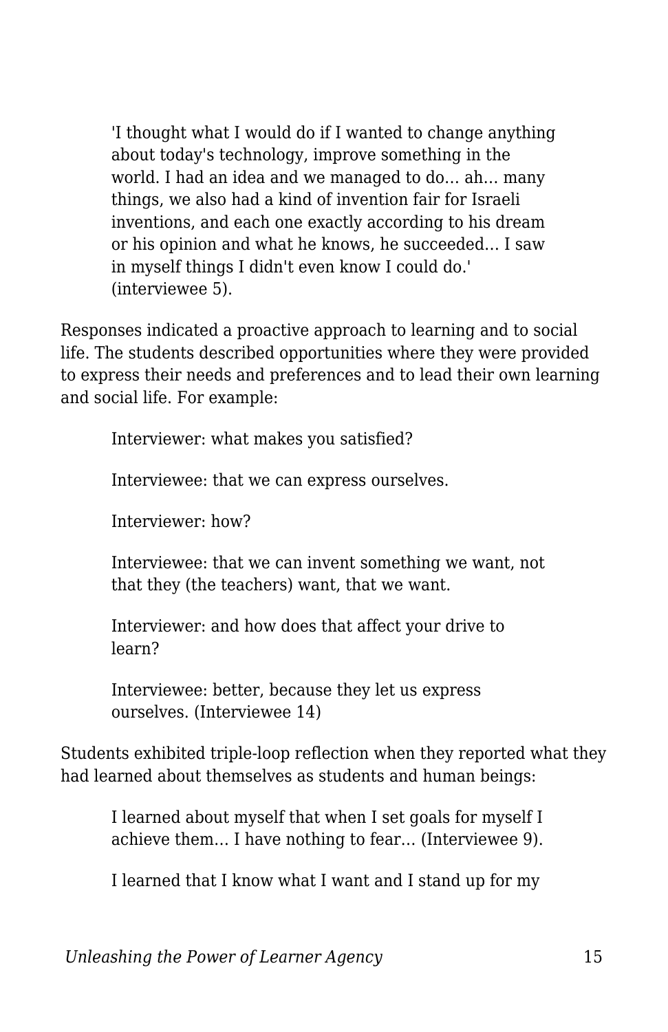> 'I thought what I would do if I wanted to change anything about today's technology, improve something in the world. I had an idea and we managed to do… ah… many things, we also had a kind of invention fair for Israeli inventions, and each one exactly according to his dream or his opinion and what he knows, he succeeded… I saw in myself things I didn't even know I could do.' (interviewee 5).

Responses indicated a proactive approach to learning and to social life. The students described opportunities where they were provided to express their needs and preferences and to lead their own learning and social life. For example:

> Interviewer: what makes you satisfied?
>
> Interviewee: that we can express ourselves.
>
> Interviewer: how?
>
> Interviewee: that we can invent something we want, not that they (the teachers) want, that we want.
>
> Interviewer: and how does that affect your drive to learn?
>
> Interviewee: better, because they let us express ourselves. (Interviewee 14)

Students exhibited triple-loop reflection when they reported what they had learned about themselves as students and human beings:

> I learned about myself that when I set goals for myself I achieve them… I have nothing to fear… (Interviewee 9).
>
> I learned that I know what I want and I stand up for my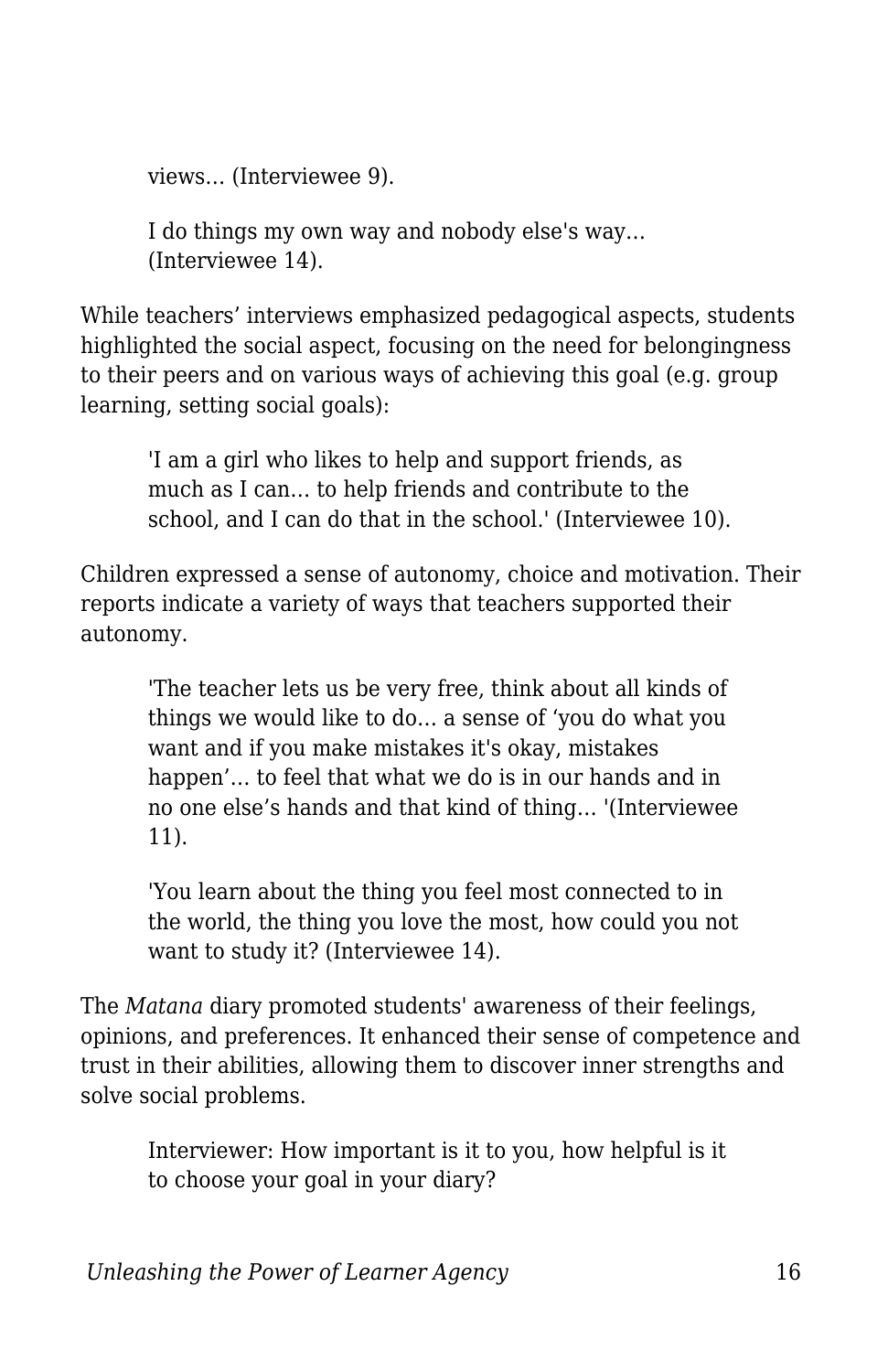> views… (Interviewee 9).

> I do things my own way and nobody else's way… (Interviewee 14).

While teachers' interviews emphasized pedagogical aspects, students highlighted the social aspect, focusing on the need for belongingness to their peers and on various ways of achieving this goal (e.g. group learning, setting social goals):

> 'I am a girl who likes to help and support friends, as much as I can… to help friends and contribute to the school, and I can do that in the school.' (Interviewee 10).

Children expressed a sense of autonomy, choice and motivation. Their reports indicate a variety of ways that teachers supported their autonomy.

> 'The teacher lets us be very free, think about all kinds of things we would like to do… a sense of 'you do what you want and if you make mistakes it's okay, mistakes happen'… to feel that what we do is in our hands and in no one else's hands and that kind of thing… '(Interviewee 11).

> 'You learn about the thing you feel most connected to in the world, the thing you love the most, how could you not want to study it? (Interviewee 14).

The *Matana* diary promoted students' awareness of their feelings, opinions, and preferences. It enhanced their sense of competence and trust in their abilities, allowing them to discover inner strengths and solve social problems.

> Interviewer: How important is it to you, how helpful is it to choose your goal in your diary?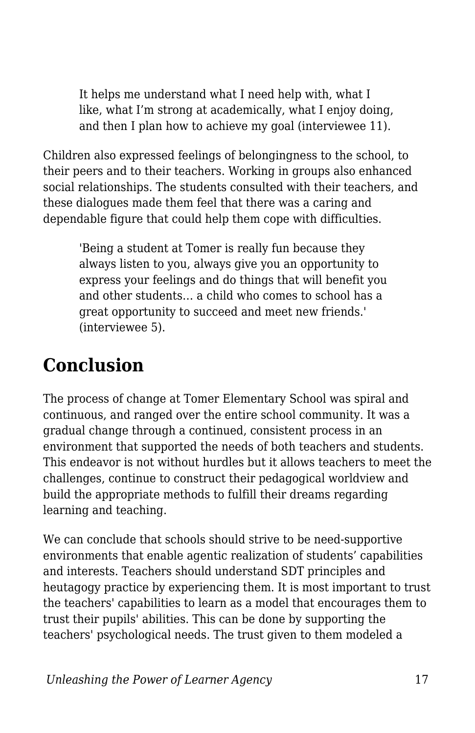> It helps me understand what I need help with, what I like, what I'm strong at academically, what I enjoy doing, and then I plan how to achieve my goal (interviewee 11).

Children also expressed feelings of belongingness to the school, to their peers and to their teachers. Working in groups also enhanced social relationships. The students consulted with their teachers, and these dialogues made them feel that there was a caring and dependable figure that could help them cope with difficulties.

> 'Being a student at Tomer is really fun because they always listen to you, always give you an opportunity to express your feelings and do things that will benefit you and other students… a child who comes to school has a great opportunity to succeed and meet new friends.' (interviewee 5).

## Conclusion

The process of change at Tomer Elementary School was spiral and continuous, and ranged over the entire school community. It was a gradual change through a continued, consistent process in an environment that supported the needs of both teachers and students. This endeavor is not without hurdles but it allows teachers to meet the challenges, continue to construct their pedagogical worldview and build the appropriate methods to fulfill their dreams regarding learning and teaching.

We can conclude that schools should strive to be need-supportive environments that enable agentic realization of students' capabilities and interests. Teachers should understand SDT principles and heutagogy practice by experiencing them. It is most important to trust the teachers' capabilities to learn as a model that encourages them to trust their pupils' abilities. This can be done by supporting the teachers' psychological needs. The trust given to them modeled a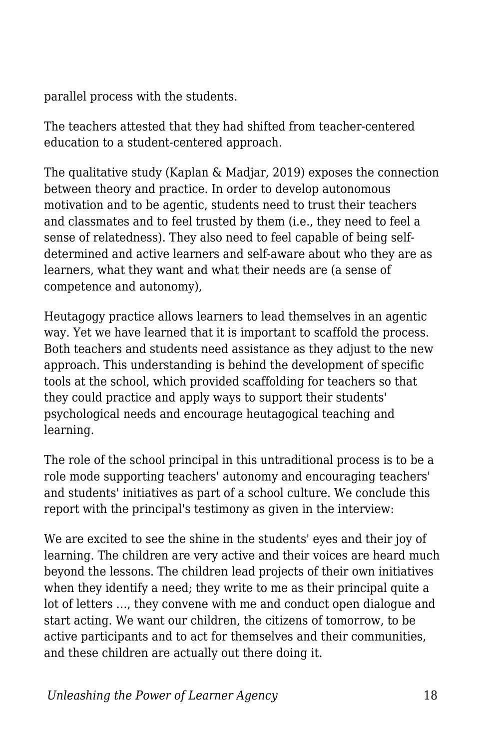parallel process with the students.

The teachers attested that they had shifted from teacher-centered education to a student-centered approach.

The qualitative study (Kaplan & Madjar, 2019) exposes the connection between theory and practice. In order to develop autonomous motivation and to be agentic, students need to trust their teachers and classmates and to feel trusted by them (i.e., they need to feel a sense of relatedness). They also need to feel capable of being self-determined and active learners and self-aware about who they are as learners, what they want and what their needs are (a sense of competence and autonomy),

Heutagogy practice allows learners to lead themselves in an agentic way. Yet we have learned that it is important to scaffold the process. Both teachers and students need assistance as they adjust to the new approach. This understanding is behind the development of specific tools at the school, which provided scaffolding for teachers so that they could practice and apply ways to support their students' psychological needs and encourage heutagogical teaching and learning.

The role of the school principal in this untraditional process is to be a role mode supporting teachers' autonomy and encouraging teachers' and students' initiatives as part of a school culture. We conclude this report with the principal's testimony as given in the interview:

We are excited to see the shine in the students' eyes and their joy of learning. The children are very active and their voices are heard much beyond the lessons. The children lead projects of their own initiatives when they identify a need; they write to me as their principal quite a lot of letters ..., they convene with me and conduct open dialogue and start acting. We want our children, the citizens of tomorrow, to be active participants and to act for themselves and their communities, and these children are actually out there doing it.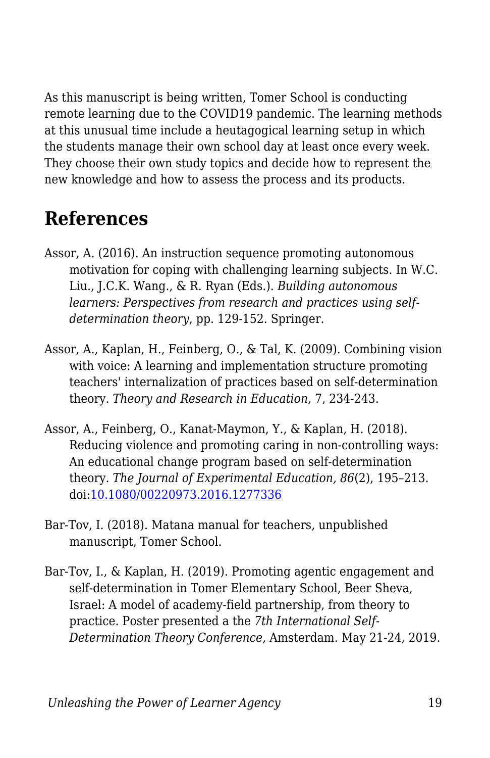As this manuscript is being written, Tomer School is conducting remote learning due to the COVID19 pandemic. The learning methods at this unusual time include a heutagogical learning setup in which the students manage their own school day at least once every week. They choose their own study topics and decide how to represent the new knowledge and how to assess the process and its products.

## References

Assor, A. (2016). An instruction sequence promoting autonomous motivation for coping with challenging learning subjects. In W.C. Liu., J.C.K. Wang., & R. Ryan (Eds.). *Building autonomous learners: Perspectives from research and practices using self-determination theory*, pp. 129-152. Springer.

Assor, A., Kaplan, H., Feinberg, O., & Tal, K. (2009). Combining vision with voice: A learning and implementation structure promoting teachers' internalization of practices based on self-determination theory. *Theory and Research in Education,* 7, 234-243.

Assor, A., Feinberg, O., Kanat-Maymon, Y., & Kaplan, H. (2018). Reducing violence and promoting caring in non-controlling ways: An educational change program based on self-determination theory. *The Journal of Experimental Education, 86*(2), 195–213. doi:[10.1080/00220973.2016.1277336](https://doi.org/10.1080/00220973.2016.1277336)

Bar-Tov, I. (2018). Matana manual for teachers, unpublished manuscript, Tomer School.

Bar-Tov, I., & Kaplan, H. (2019). Promoting agentic engagement and self-determination in Tomer Elementary School, Beer Sheva, Israel: A model of academy-field partnership, from theory to practice. Poster presented a the *7th International Self-Determination Theory Conference,* Amsterdam. May 21-24, 2019.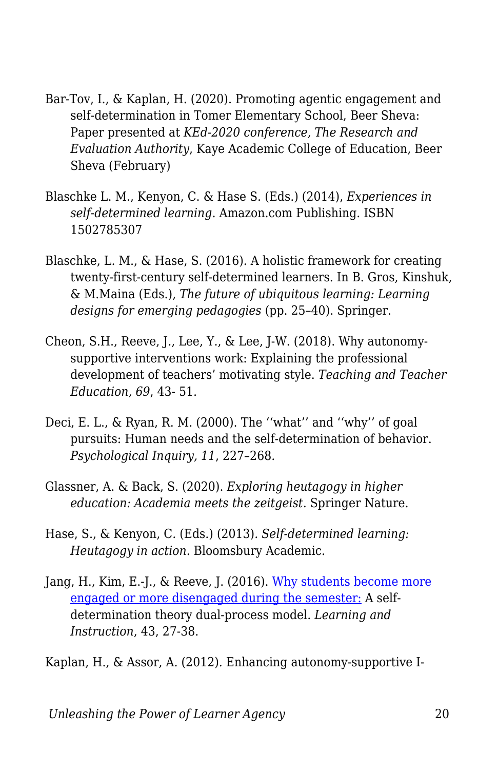Bar-Tov, I., & Kaplan, H. (2020). Promoting agentic engagement and self-determination in Tomer Elementary School, Beer Sheva: Paper presented at *KEd-2020 conference, The Research and Evaluation Authority*, Kaye Academic College of Education, Beer Sheva (February)

Blaschke L. M., Kenyon, C. & Hase S. (Eds.) (2014), *Experiences in self-determined learning*. Amazon.com Publishing. ISBN 1502785307

Blaschke, L. M., & Hase, S. (2016). A holistic framework for creating twenty-first-century self-determined learners. In B. Gros, Kinshuk, & M.Maina (Eds.), *The future of ubiquitous learning: Learning designs for emerging pedagogies* (pp. 25–40). Springer.

Cheon, S.H., Reeve, J., Lee, Y., & Lee, J-W. (2018). Why autonomy-supportive interventions work: Explaining the professional development of teachers' motivating style. *Teaching and Teacher Education, 69*, 43- 51.

Deci, E. L., & Ryan, R. M. (2000). The ''what'' and ''why'' of goal pursuits: Human needs and the self-determination of behavior. *Psychological Inquiry, 11*, 227–268.

Glassner, A. & Back, S. (2020). *Exploring heutagogy in higher education: Academia meets the zeitgeist*. Springer Nature.

Hase, S., & Kenyon, C. (Eds.) (2013). *Self-determined learning: Heutagogy in action*. Bloomsbury Academic.

Jang, H., Kim, E.-J., & Reeve, J. (2016). Why students become more engaged or more disengaged during the semester: A self-determination theory dual-process model. *Learning and Instruction*, 43, 27-38.

Kaplan, H., & Assor, A. (2012). Enhancing autonomy-supportive I-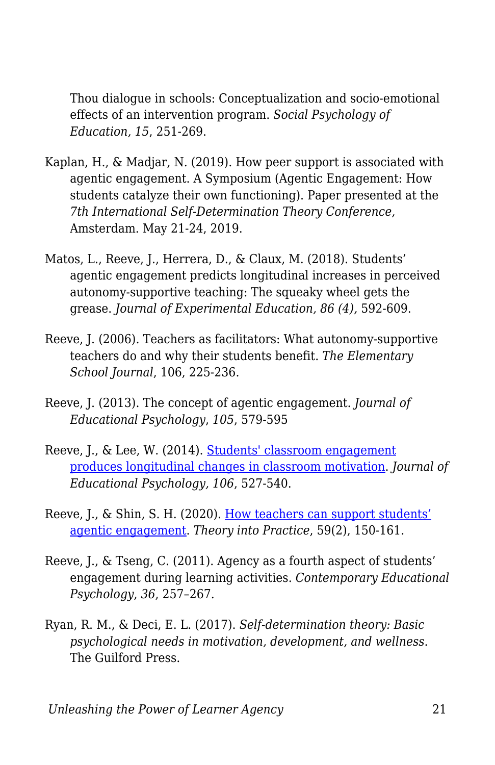Thou dialogue in schools: Conceptualization and socio-emotional effects of an intervention program. *Social Psychology of Education, 15*, 251-269.

Kaplan, H., & Madjar, N. (2019). How peer support is associated with agentic engagement. A Symposium (Agentic Engagement: How students catalyze their own functioning). Paper presented at the *7th International Self-Determination Theory Conference,* Amsterdam. May 21-24, 2019.

Matos, L., Reeve, J., Herrera, D., & Claux, M. (2018). Students' agentic engagement predicts longitudinal increases in perceived autonomy-supportive teaching: The squeaky wheel gets the grease. *Journal of Experimental Education, 86 (4),* 592-609.

Reeve, J. (2006). Teachers as facilitators: What autonomy-supportive teachers do and why their students benefit. *The Elementary School Journal*, 106, 225-236.

Reeve, J. (2013). The concept of agentic engagement. *Journal of Educational Psychology*, *105*, 579-595

Reeve, J., & Lee, W. (2014). Students' classroom engagement produces longitudinal changes in classroom motivation. *Journal of Educational Psychology, 106*, 527-540.

Reeve, J., & Shin, S. H. (2020). How teachers can support students' agentic engagement. *Theory into Practice*, 59(2), 150-161.

Reeve, J., & Tseng, C. (2011). Agency as a fourth aspect of students' engagement during learning activities. *Contemporary Educational Psychology*, *36*, 257–267.

Ryan, R. M., & Deci, E. L. (2017). *Self-determination theory: Basic psychological needs in motivation, development, and wellness*. The Guilford Press.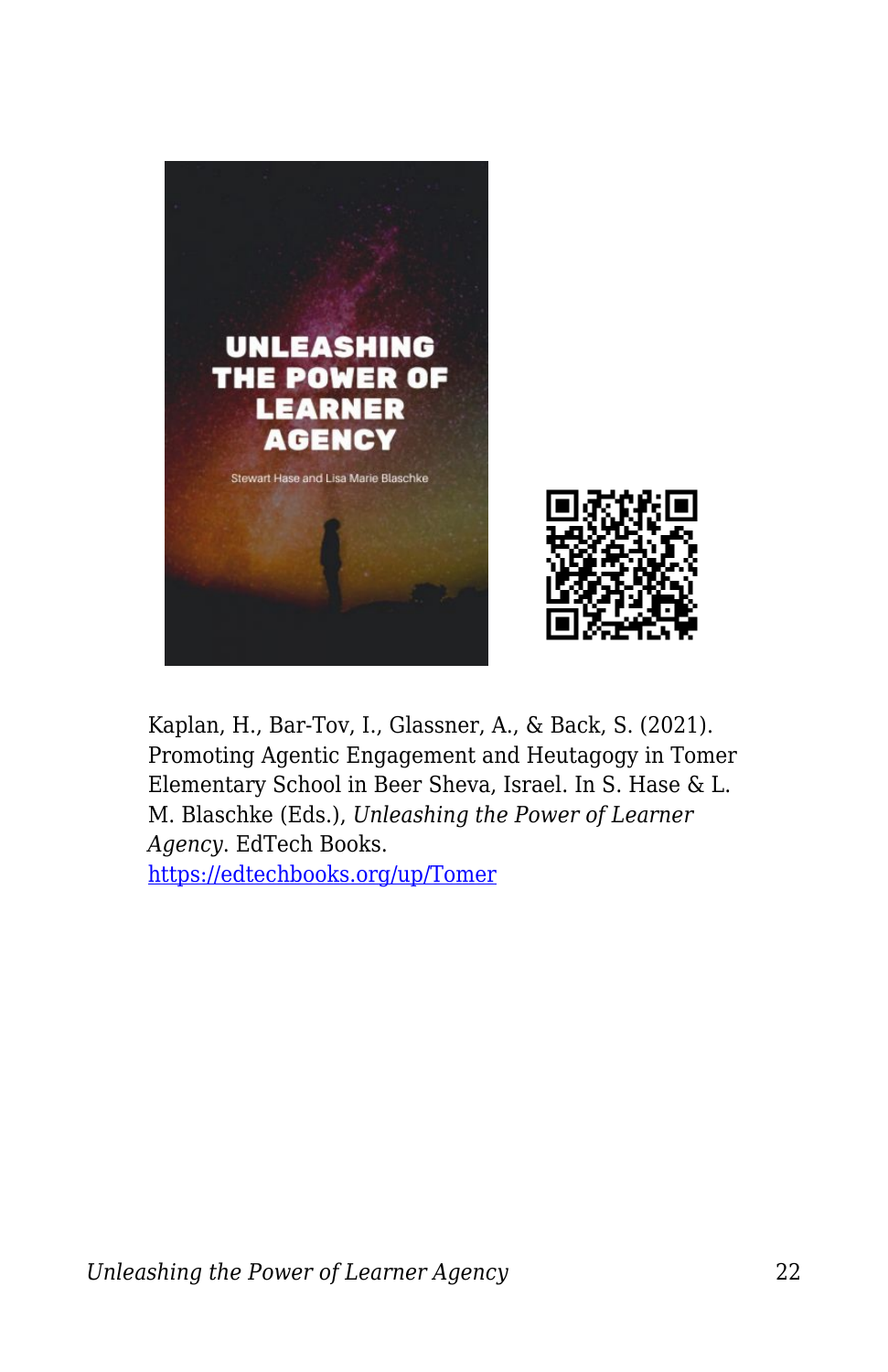Kaplan, H., Bar-Tov, I., Glassner, A., & Back, S. (2021). Promoting Agentic Engagement and Heutagogy in Tomer Elementary School in Beer Sheva, Israel. In S. Hase & L. M. Blaschke (Eds.), *Unleashing the Power of Learner Agency*. EdTech Books. [https://edtechbooks.org/up/Tomer](https://edtechbooks.org/up/Tomer)